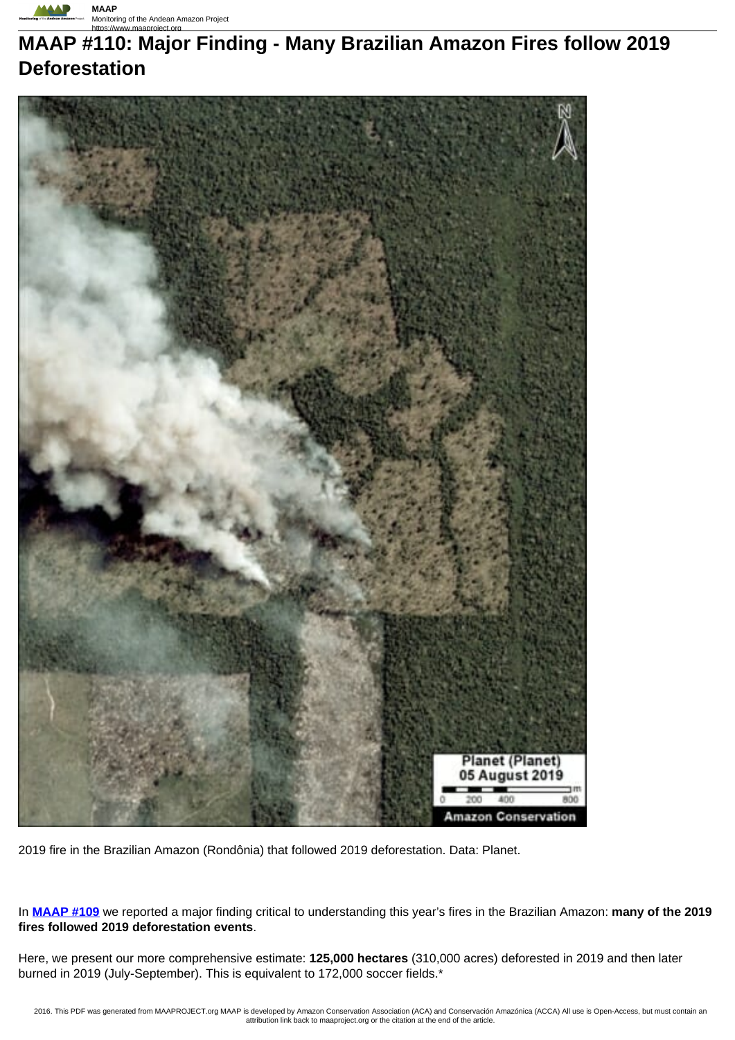# MAAP #110: Major Finding - Many Brazilian Amazon Fires follow 2019 Deforestation

2019 fire in the Brazilian Amazon (Rondônia) that followed 2019 deforestation. Data: Planet.

In **MAAP #109** we reported a major finding critical to understanding this year's fires in the Brazilian Amazon: **many of the 2019 fires followed 2019 deforestation events**.

Here, we present our more comprehensive estimate: **125,000 hectares** (310,000 acres) deforested in 2019 and then later burned in 2019 (July-September). This is equivalent to 172,000 soccer fields.*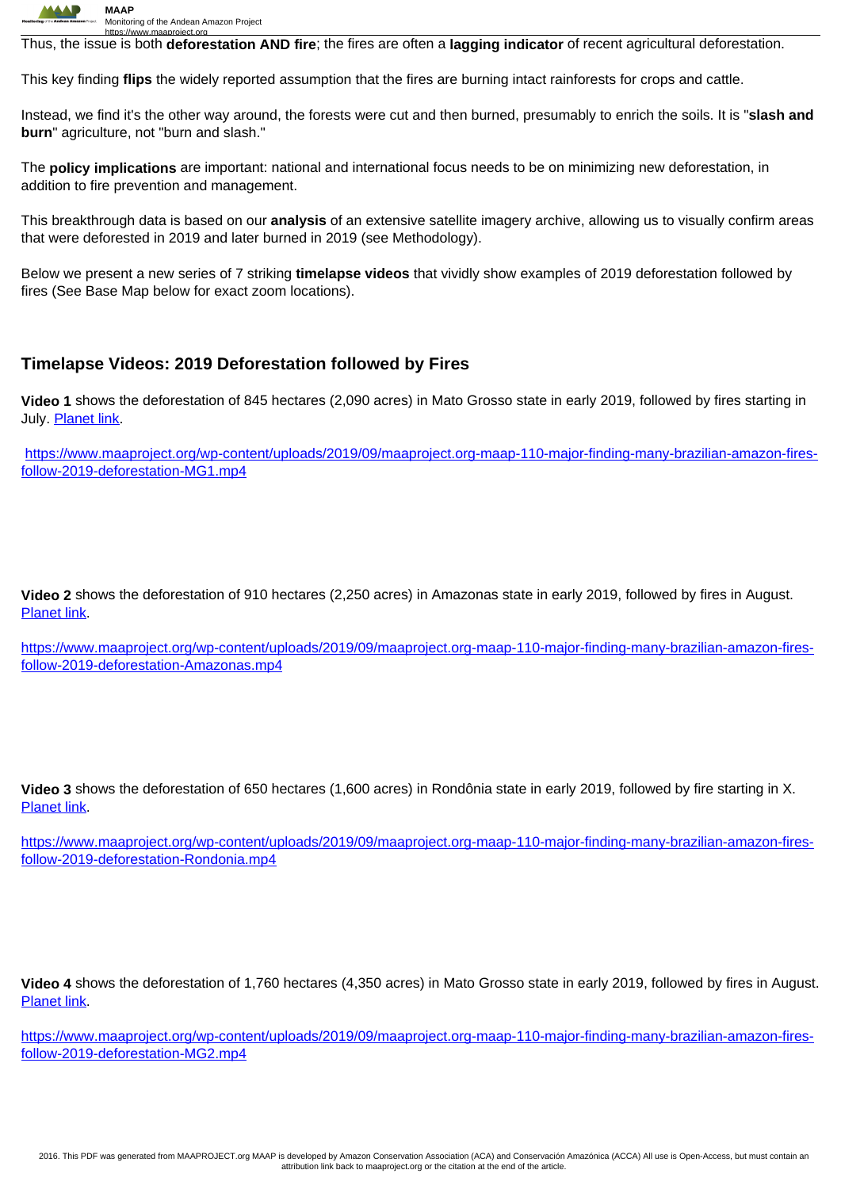Thus, the issue is both **deforestation AND fire**; the fires are often a **lagging indicator** of recent agricultural deforestation.

This key finding **flips** the widely reported assumption that the fires are burning intact rainforests for crops and cattle.

Instead, we find it's the other way around, the forests were cut and then burned, presumably to enrich the soils. It is "**slash and burn**" agriculture, not "burn and slash."

The **policy implications** are important: national and international focus needs to be on minimizing new deforestation, in addition to fire prevention and management.

This breakthrough data is based on our **analysis** of an extensive satellite imagery archive, allowing us to visually confirm areas that were deforested in 2019 and later burned in 2019 (see Methodology).

Below we present a new series of 7 striking **timelapse videos** that vividly show examples of 2019 deforestation followed by fires (See Base Map below for exact zoom locations).

## Timelapse Videos: 2019 Deforestation followed by Fires

**Video 1** shows the deforestation of 845 hectares (2,090 acres) in Mato Grosso state in early 2019, followed by fires starting in July. Planet link.

https://www.maaproject.org/wp-content/uploads/2019/09/maaproject.org-maap-110-major-finding-many-brazilian-amazon-fires-follow-2019-deforestation-MG1.mp4

**Video 2** shows the deforestation of 910 hectares (2,250 acres) in Amazonas state in early 2019, followed by fires in August. Planet link.

https://www.maaproject.org/wp-content/uploads/2019/09/maaproject.org-maap-110-major-finding-many-brazilian-amazon-fires-follow-2019-deforestation-Amazonas.mp4

**Video 3** shows the deforestation of 650 hectares (1,600 acres) in Rondônia state in early 2019, followed by fire starting in X. Planet link.

https://www.maaproject.org/wp-content/uploads/2019/09/maaproject.org-maap-110-major-finding-many-brazilian-amazon-fires-follow-2019-deforestation-Rondonia.mp4

**Video 4** shows the deforestation of 1,760 hectares (4,350 acres) in Mato Grosso state in early 2019, followed by fires in August. Planet link.

https://www.maaproject.org/wp-content/uploads/2019/09/maaproject.org-maap-110-major-finding-many-brazilian-amazon-fires-follow-2019-deforestation-MG2.mp4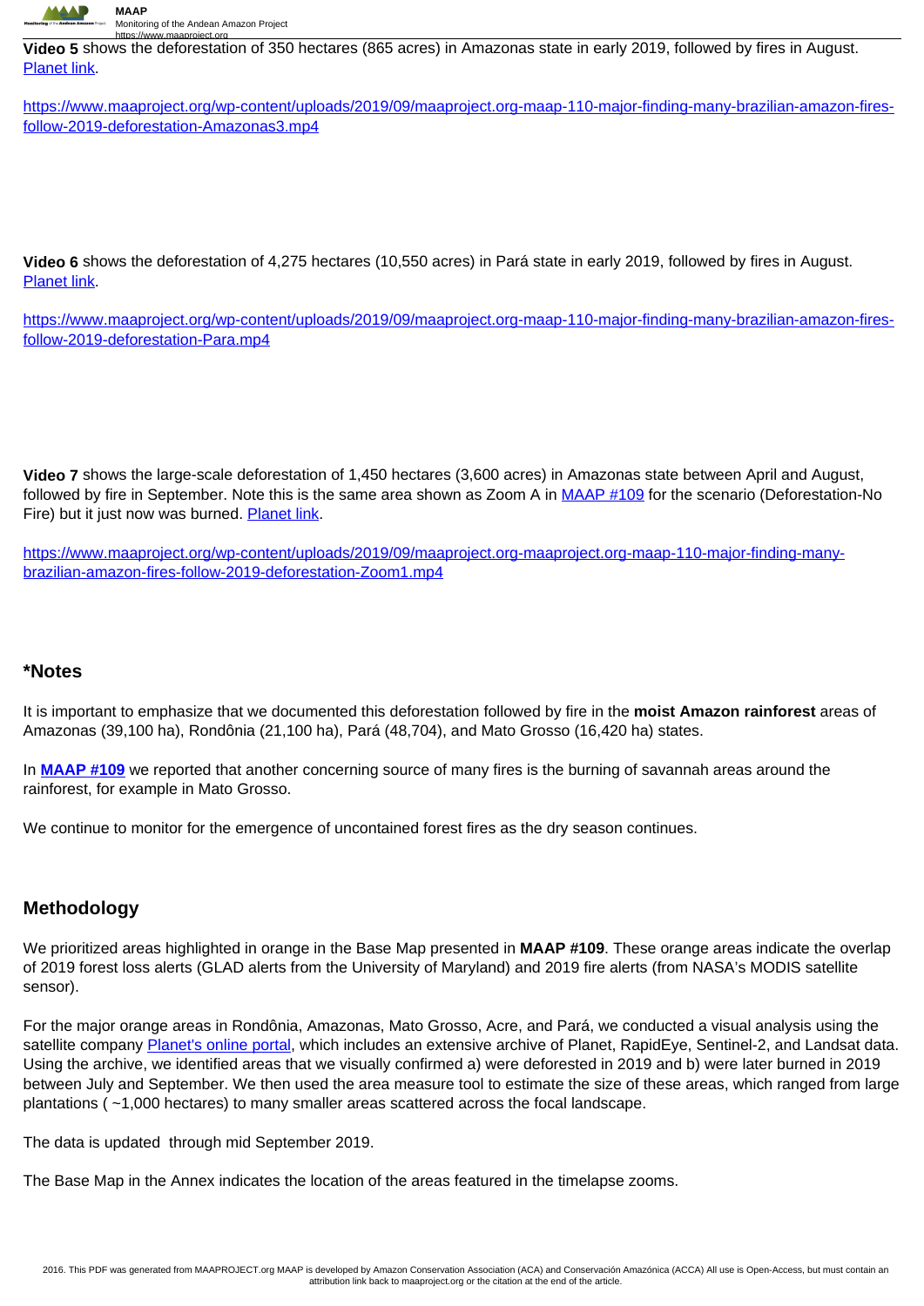**Video 5** shows the deforestation of 350 hectares (865 acres) in Amazonas state in early 2019, followed by fires in August. [Planet link](#).

[https://www.maaproject.org/wp-content/uploads/2019/09/maaproject.org-maap-110-major-finding-many-brazilian-amazon-fires-follow-2019-deforestation-Amazonas3.mp4](https://www.maaproject.org/wp-content/uploads/2019/09/maaproject.org-maap-110-major-finding-many-brazilian-amazon-fires-follow-2019-deforestation-Amazonas3.mp4)

**Video 6** shows the deforestation of 4,275 hectares (10,550 acres) in Pará state in early 2019, followed by fires in August. [Planet link](#).

[https://www.maaproject.org/wp-content/uploads/2019/09/maaproject.org-maap-110-major-finding-many-brazilian-amazon-fires-follow-2019-deforestation-Para.mp4](https://www.maaproject.org/wp-content/uploads/2019/09/maaproject.org-maap-110-major-finding-many-brazilian-amazon-fires-follow-2019-deforestation-Para.mp4)

**Video 7** shows the large-scale deforestation of 1,450 hectares (3,600 acres) in Amazonas state between April and August, followed by fire in September. Note this is the same area shown as Zoom A in [MAAP #109](#) for the scenario (Deforestation-No Fire) but it just now was burned. [Planet link](#).

[https://www.maaproject.org/wp-content/uploads/2019/09/maaproject.org-maaproject.org-maap-110-major-finding-many-brazilian-amazon-fires-follow-2019-deforestation-Zoom1.mp4](https://www.maaproject.org/wp-content/uploads/2019/09/maaproject.org-maaproject.org-maap-110-major-finding-many-brazilian-amazon-fires-follow-2019-deforestation-Zoom1.mp4)

## *Notes

It is important to emphasize that we documented this deforestation followed by fire in the **moist Amazon rainforest** areas of Amazonas (39,100 ha), Rondônia (21,100 ha), Pará (48,704), and Mato Grosso (16,420 ha) states.

In **[MAAP #109](#)** we reported that another concerning source of many fires is the burning of savannah areas around the rainforest, for example in Mato Grosso.

We continue to monitor for the emergence of uncontained forest fires as the dry season continues.

## Methodology

We prioritized areas highlighted in orange in the Base Map presented in **MAAP #109**. These orange areas indicate the overlap of 2019 forest loss alerts (GLAD alerts from the University of Maryland) and 2019 fire alerts (from NASA's MODIS satellite sensor).

For the major orange areas in Rondônia, Amazonas, Mato Grosso, Acre, and Pará, we conducted a visual analysis using the satellite company [Planet's online portal](#), which includes an extensive archive of Planet, RapidEye, Sentinel-2, and Landsat data. Using the archive, we identified areas that we visually confirmed a) were deforested in 2019 and b) were later burned in 2019 between July and September. We then used the area measure tool to estimate the size of these areas, which ranged from large plantations ( ~1,000 hectares) to many smaller areas scattered across the focal landscape.

The data is updated through mid September 2019.

The Base Map in the Annex indicates the location of the areas featured in the timelapse zooms.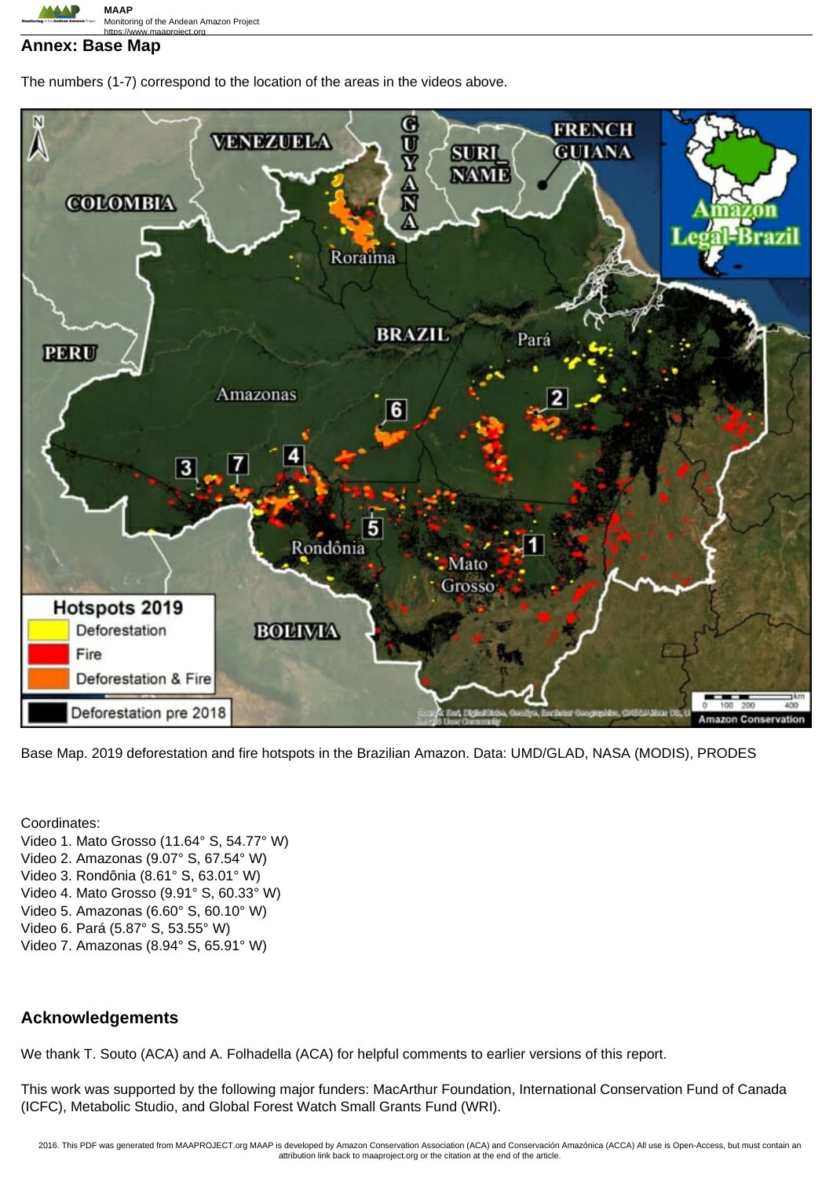## Annex: Base Map

The numbers (1-7) correspond to the location of the areas in the videos above.

Base Map. 2019 deforestation and fire hotspots in the Brazilian Amazon. Data: UMD/GLAD, NASA (MODIS), PRODES

Coordinates:
Video 1. Mato Grosso (11.64° S, 54.77° W)
Video 2. Amazonas (9.07° S, 67.54° W)
Video 3. Rondônia (8.61° S, 63.01° W)
Video 4. Mato Grosso (9.91° S, 60.33° W)
Video 5. Amazonas (6.60° S, 60.10° W)
Video 6. Pará (5.87° S, 53.55° W)
Video 7. Amazonas (8.94° S, 65.91° W)

## Acknowledgements

We thank T. Souto (ACA) and A. Folhadella (ACA) for helpful comments to earlier versions of this report.

This work was supported by the following major funders: MacArthur Foundation, International Conservation Fund of Canada (ICFC), Metabolic Studio, and Global Forest Watch Small Grants Fund (WRI).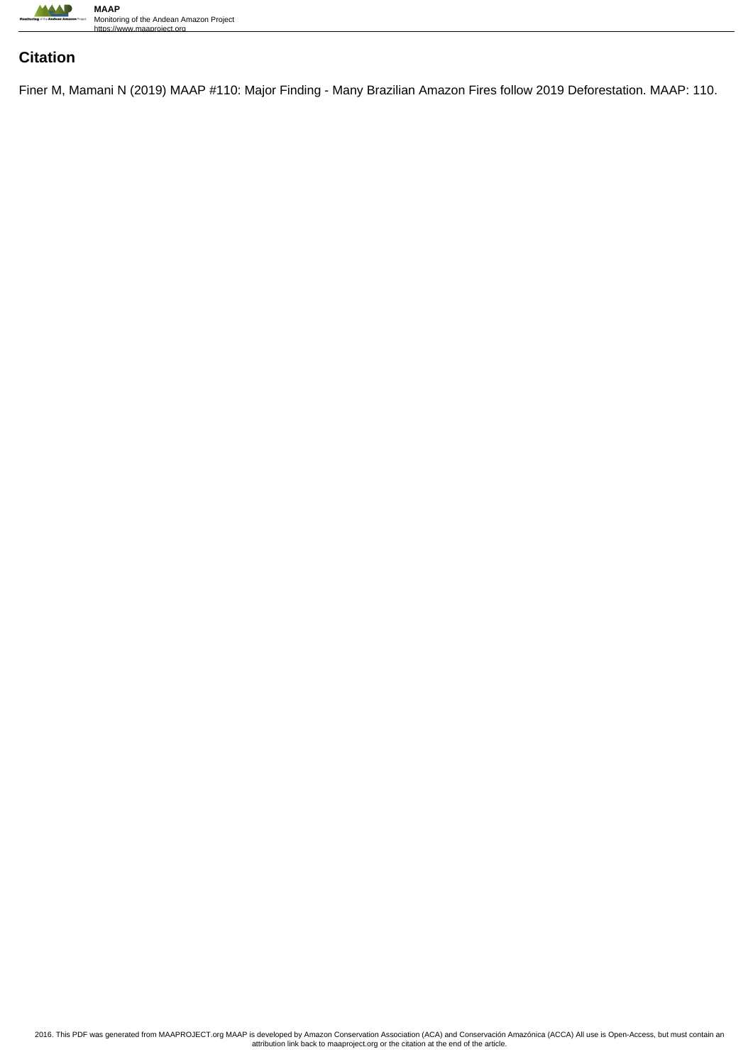## Citation

Finer M, Mamani N (2019) MAAP #110: Major Finding - Many Brazilian Amazon Fires follow 2019 Deforestation. MAAP: 110.